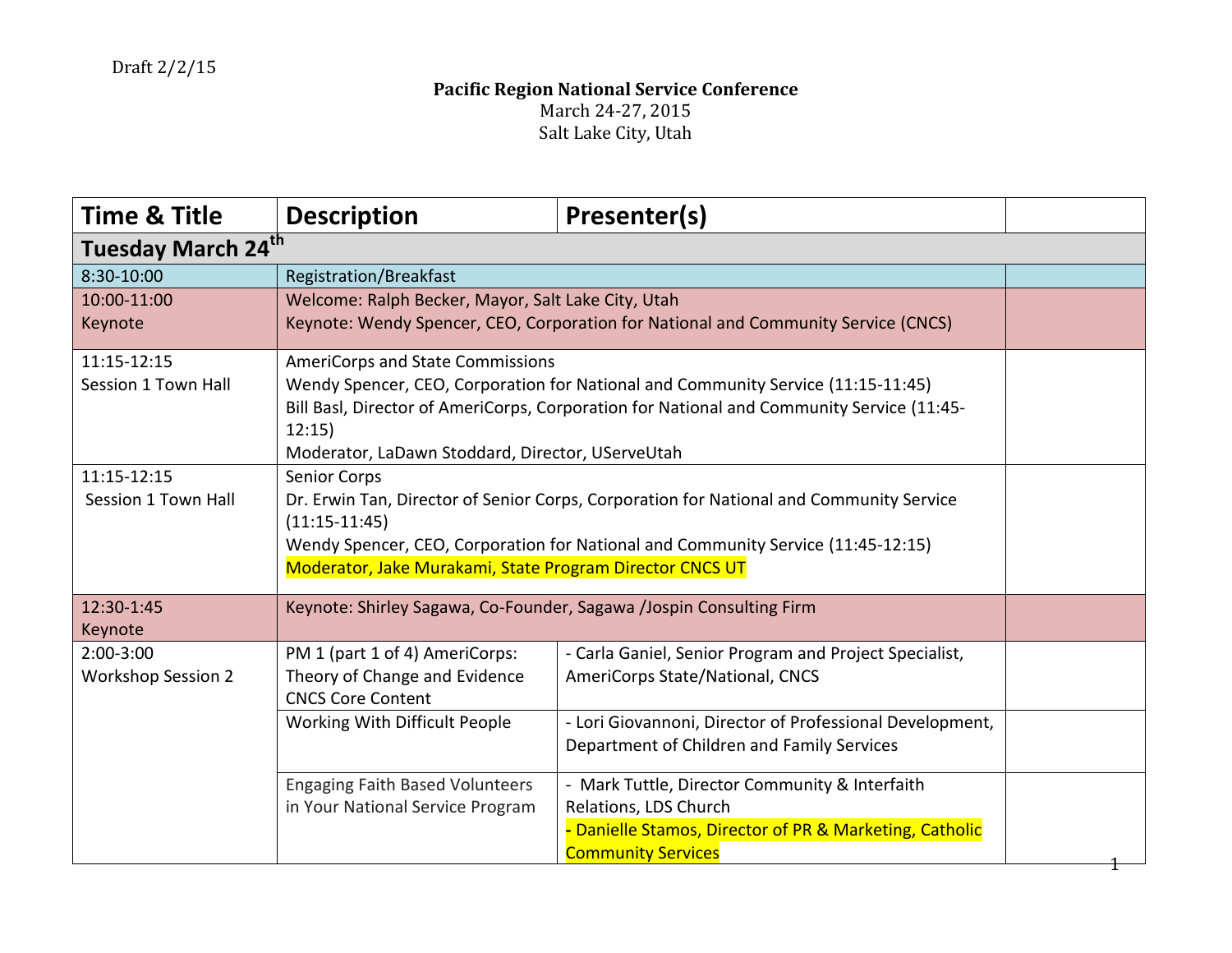Draft 2/2/15

**Pacific Region National Service Conference**
March 24-27, 2015
Salt Lake City, Utah

| Time & Title | Description | Presenter(s) | |
|---|---|---|---|
| **Tuesday March 24th** | | | |
| 8:30-10:00 | Registration/Breakfast | | |
| 10:00-11:00 Keynote | Welcome: Ralph Becker, Mayor, Salt Lake City, Utah<br>Keynote: Wendy Spencer, CEO, Corporation for National and Community Service (CNCS) | | |
| 11:15-12:15 Session 1 Town Hall | AmeriCorps and State Commissions<br>Wendy Spencer, CEO, Corporation for National and Community Service (11:15-11:45)<br>Bill Basl, Director of AmeriCorps, Corporation for National and Community Service (11:45-12:15)<br>Moderator, LaDawn Stoddard, Director, UServeUtah | | |
| 11:15-12:15 Session 1 Town Hall | Senior Corps<br>Dr. Erwin Tan, Director of Senior Corps, Corporation for National and Community Service (11:15-11:45)<br>Wendy Spencer, CEO, Corporation for National and Community Service (11:45-12:15)<br>Moderator, Jake Murakami, State Program Director CNCS UT | | |
| 12:30-1:45 Keynote | Keynote: Shirley Sagawa, Co-Founder, Sagawa /Jospin Consulting Firm | | |
| 2:00-3:00 Workshop Session 2 | PM 1 (part 1 of 4) AmeriCorps: Theory of Change and Evidence CNCS Core Content | - Carla Ganiel, Senior Program and Project Specialist, AmeriCorps State/National, CNCS | |
| | Working With Difficult People | - Lori Giovannoni, Director of Professional Development, Department of Children and Family Services | |
| | Engaging Faith Based Volunteers in Your National Service Program | - Mark Tuttle, Director Community & Interfaith Relations, LDS Church<br>- Danielle Stamos, Director of PR & Marketing, Catholic Community Services | |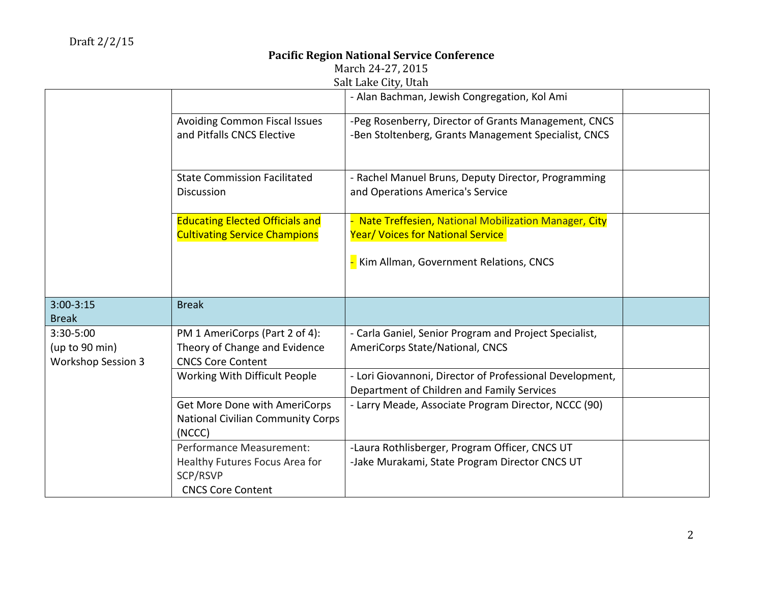Draft 2/2/15

**Pacific Region National Service Conference**
March 24-27, 2015
Salt Lake City, Utah

| | | | |
|---|---|---|---|
| | | - Alan Bachman, Jewish Congregation, Kol Ami | |
| | Avoiding Common Fiscal Issues and Pitfalls CNCS Elective | -Peg Rosenberry, Director of Grants Management, CNCS<br>-Ben Stoltenberg, Grants Management Specialist, CNCS | |
| | State Commission Facilitated Discussion | - Rachel Manuel Bruns, Deputy Director, Programming and Operations America's Service | |
| | Educating Elected Officials and Cultivating Service Champions | - Nate Treffesien, National Mobilization Manager, City Year/ Voices for National Service<br><br>- Kim Allman, Government Relations, CNCS | |
| 3:00-3:15<br>Break | Break | | |
| 3:30-5:00<br>(up to 90 min)<br>Workshop Session 3 | PM 1 AmeriCorps (Part 2 of 4): Theory of Change and Evidence CNCS Core Content | - Carla Ganiel, Senior Program and Project Specialist, AmeriCorps State/National, CNCS | |
| | Working With Difficult People | - Lori Giovannoni, Director of Professional Development, Department of Children and Family Services | |
| | Get More Done with AmeriCorps National Civilian Community Corps (NCCC) | - Larry Meade, Associate Program Director, NCCC (90) | |
| | Performance Measurement: Healthy Futures Focus Area for SCP/RSVP<br>CNCS Core Content | -Laura Rothlisberger, Program Officer, CNCS UT<br>-Jake Murakami, State Program Director CNCS UT | |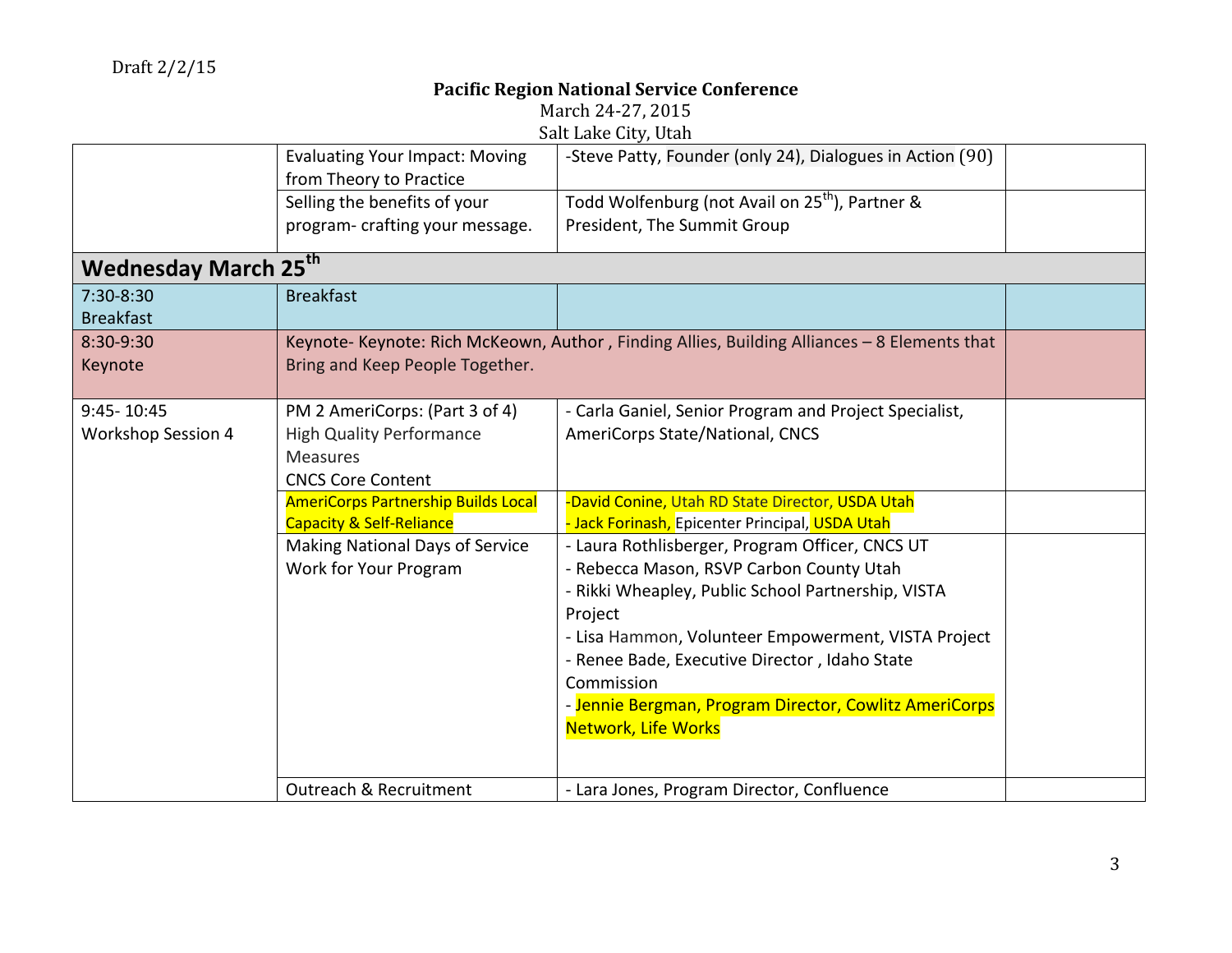Draft 2/2/15

**Pacific Region National Service Conference**
March 24-27, 2015
Salt Lake City, Utah

| | | | |
|---|---|---|---|
| | Evaluating Your Impact: Moving from Theory to Practice | -Steve Patty, Founder (only 24), Dialogues in Action (90) | |
| | Selling the benefits of your program- crafting your message. | Todd Wolfenburg (not Avail on 25th), Partner & President, The Summit Group | |
| **Wednesday March 25th** | | | |
| 7:30-8:30 Breakfast | Breakfast | | |
| 8:30-9:30 Keynote | Keynote- Keynote: Rich McKeown, Author , Finding Allies, Building Alliances – 8 Elements that Bring and Keep People Together. | | |
| 9:45- 10:45 Workshop Session 4 | PM 2 AmeriCorps: (Part 3 of 4) High Quality Performance Measures CNCS Core Content | - Carla Ganiel, Senior Program and Project Specialist, AmeriCorps State/National, CNCS | |
| | AmeriCorps Partnership Builds Local Capacity & Self-Reliance | -David Conine, Utah RD State Director, USDA Utah<br>- Jack Forinash, Epicenter Principal, USDA Utah | |
| | Making National Days of Service Work for Your Program | - Laura Rothlisberger, Program Officer, CNCS UT<br>- Rebecca Mason, RSVP Carbon County Utah<br>- Rikki Wheapley, Public School Partnership, VISTA Project<br>- Lisa Hammon, Volunteer Empowerment, VISTA Project<br>- Renee Bade, Executive Director , Idaho State Commission<br>- Jennie Bergman, Program Director, Cowlitz AmeriCorps Network, Life Works | |
| | Outreach & Recruitment | - Lara Jones, Program Director, Confluence | |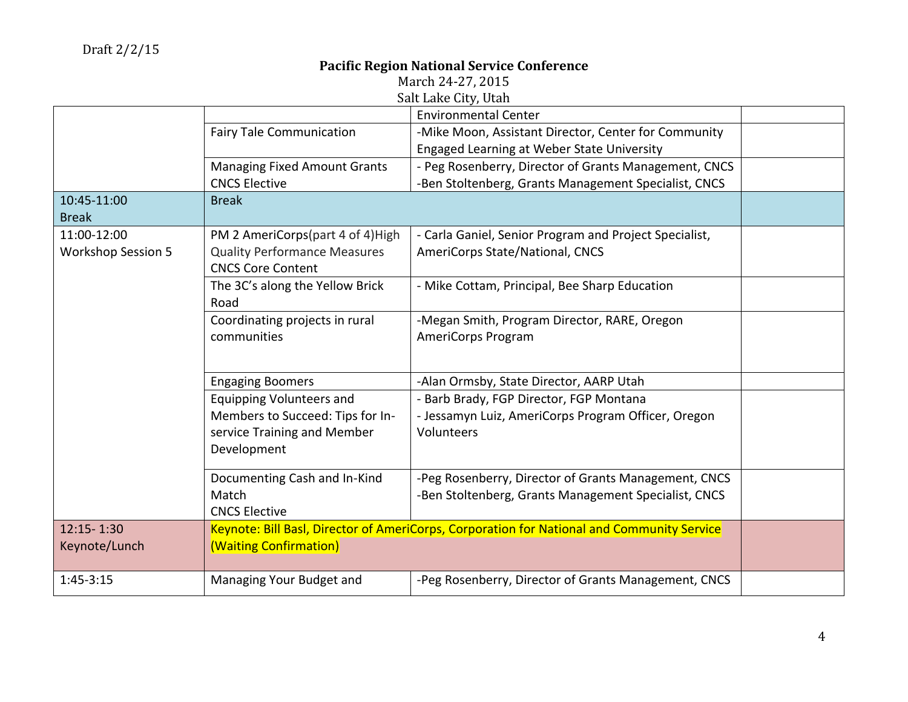Draft 2/2/15

**Pacific Region National Service Conference**
March 24-27, 2015
Salt Lake City, Utah

| | | | |
|---|---|---|---|
| | | Environmental Center | |
| | Fairy Tale Communication | -Mike Moon, Assistant Director, Center for Community Engaged Learning at Weber State University | |
| | Managing Fixed Amount Grants<br>CNCS Elective | - Peg Rosenberry, Director of Grants Management, CNCS<br>-Ben Stoltenberg, Grants Management Specialist, CNCS | |
| 10:45-11:00<br>Break | Break | | |
| 11:00-12:00<br>Workshop Session 5 | PM 2 AmeriCorps(part 4 of 4)High Quality Performance Measures<br>CNCS Core Content | - Carla Ganiel, Senior Program and Project Specialist, AmeriCorps State/National, CNCS | |
| | The 3C's along the Yellow Brick Road | - Mike Cottam, Principal, Bee Sharp Education | |
| | Coordinating projects in rural communities | -Megan Smith, Program Director, RARE, Oregon AmeriCorps Program | |
| | Engaging Boomers | -Alan Ormsby, State Director, AARP Utah | |
| | Equipping Volunteers and Members to Succeed: Tips for In-service Training and Member Development | - Barb Brady, FGP Director, FGP Montana<br>- Jessamyn Luiz, AmeriCorps Program Officer, Oregon Volunteers | |
| | Documenting Cash and In-Kind Match<br>CNCS Elective | -Peg Rosenberry, Director of Grants Management, CNCS<br>-Ben Stoltenberg, Grants Management Specialist, CNCS | |
| 12:15- 1:30<br>Keynote/Lunch | Keynote: Bill Basl, Director of AmeriCorps, Corporation for National and Community Service (Waiting Confirmation) | | |
| 1:45-3:15 | Managing Your Budget and | -Peg Rosenberry, Director of Grants Management, CNCS | |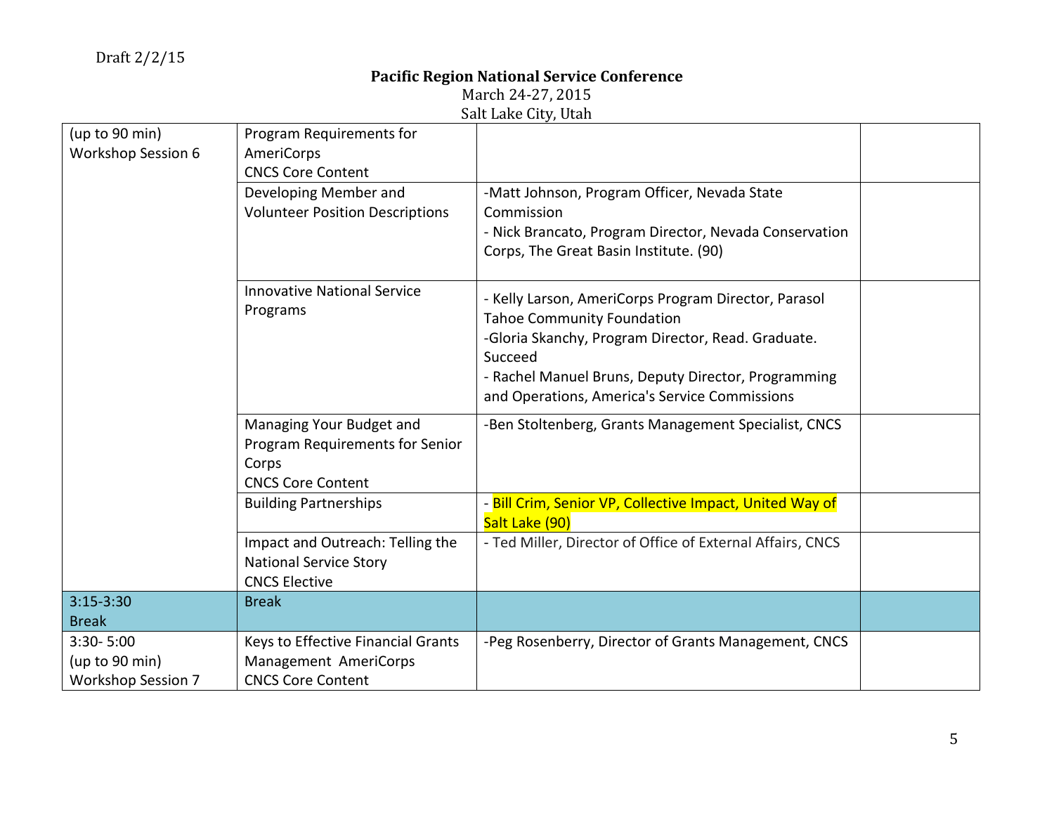Draft 2/2/15

**Pacific Region National Service Conference**
March 24-27, 2015
Salt Lake City, Utah

| | | | |
|---|---|---|---|
| (up to 90 min)<br>Workshop Session 6 | Program Requirements for AmeriCorps<br>CNCS Core Content | | |
| | Developing Member and Volunteer Position Descriptions | -Matt Johnson, Program Officer, Nevada State Commission<br>- Nick Brancato, Program Director, Nevada Conservation Corps, The Great Basin Institute. (90) | |
| | Innovative National Service Programs | - Kelly Larson, AmeriCorps Program Director, Parasol Tahoe Community Foundation<br>-Gloria Skanchy, Program Director, Read. Graduate. Succeed<br>- Rachel Manuel Bruns, Deputy Director, Programming and Operations, America's Service Commissions | |
| | Managing Your Budget and Program Requirements for Senior Corps<br>CNCS Core Content | -Ben Stoltenberg, Grants Management Specialist, CNCS | |
| | Building Partnerships | - Bill Crim, Senior VP, Collective Impact, United Way of Salt Lake (90) | |
| | Impact and Outreach: Telling the National Service Story<br>CNCS Elective | - Ted Miller, Director of Office of External Affairs, CNCS | |
| 3:15-3:30<br>Break | Break | | |
| 3:30- 5:00<br>(up to 90 min)<br>Workshop Session 7 | Keys to Effective Financial Grants Management AmeriCorps<br>CNCS Core Content | -Peg Rosenberry, Director of Grants Management, CNCS | |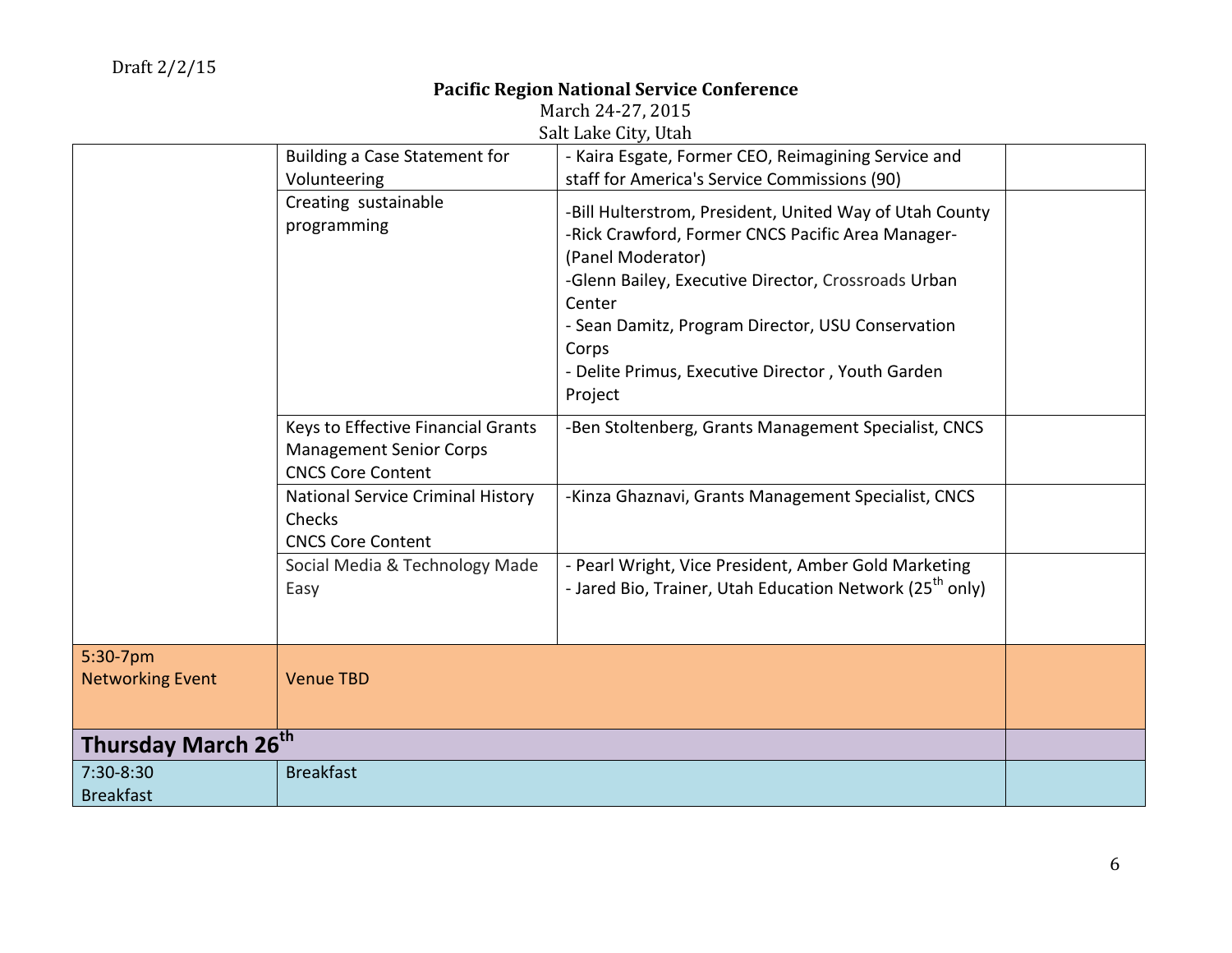Draft 2/2/15

**Pacific Region National Service Conference**
March 24-27, 2015
Salt Lake City, Utah

| | | | |
|---|---|---|---|
| | Building a Case Statement for Volunteering | - Kaira Esgate, Former CEO, Reimagining Service and staff for America's Service Commissions (90) | |
| | Creating sustainable programming | -Bill Hulterstrom, President, United Way of Utah County<br>-Rick Crawford, Former CNCS Pacific Area Manager- (Panel Moderator)<br>-Glenn Bailey, Executive Director, Crossroads Urban Center<br>- Sean Damitz, Program Director, USU Conservation Corps<br>- Delite Primus, Executive Director , Youth Garden Project | |
| | Keys to Effective Financial Grants Management Senior Corps<br>CNCS Core Content | -Ben Stoltenberg, Grants Management Specialist, CNCS | |
| | National Service Criminal History Checks<br>CNCS Core Content | -Kinza Ghaznavi, Grants Management Specialist, CNCS | |
| | Social Media & Technology Made Easy | - Pearl Wright, Vice President, Amber Gold Marketing<br>- Jared Bio, Trainer, Utah Education Network (25th only) | |
| 5:30-7pm<br>Networking Event | Venue TBD | | |
| **Thursday March 26th** | | | |
| 7:30-8:30<br>Breakfast | Breakfast | | |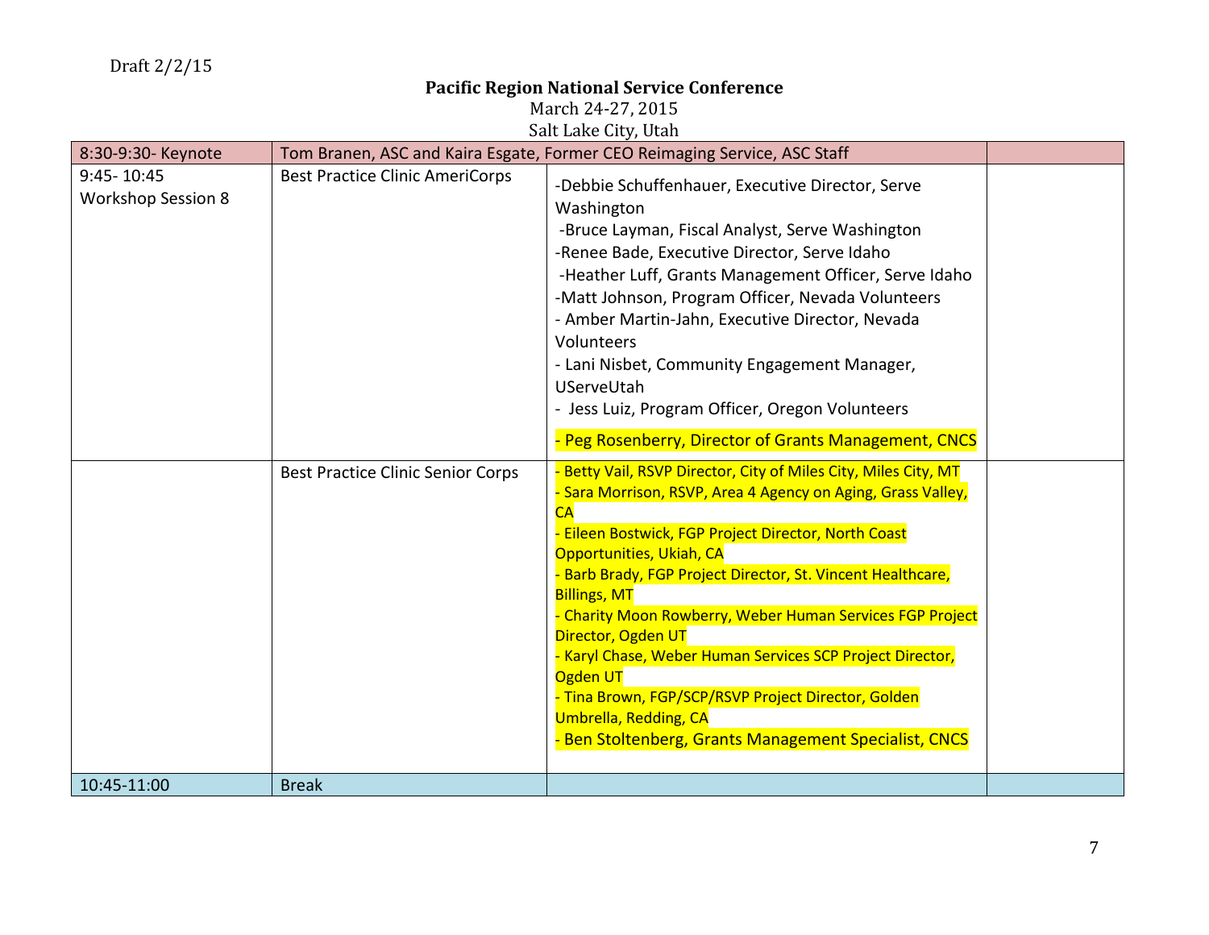Draft 2/2/15

**Pacific Region National Service Conference**

March 24-27, 2015

Salt Lake City, Utah

| | | | |
|---|---|---|---|
| 8:30-9:30- Keynote | Tom Branen, ASC and Kaira Esgate, Former CEO Reimaging Service, ASC Staff | | |
| 9:45- 10:45<br>Workshop Session 8 | Best Practice Clinic AmeriCorps | -Debbie Schuffenhauer, Executive Director, Serve Washington<br>-Bruce Layman, Fiscal Analyst, Serve Washington<br>-Renee Bade, Executive Director, Serve Idaho<br>-Heather Luff, Grants Management Officer, Serve Idaho<br>-Matt Johnson, Program Officer, Nevada Volunteers<br>- Amber Martin-Jahn, Executive Director, Nevada Volunteers<br>- Lani Nisbet, Community Engagement Manager, UServeUtah<br>- Jess Luiz, Program Officer, Oregon Volunteers<br>- Peg Rosenberry, Director of Grants Management, CNCS | |
| | Best Practice Clinic Senior Corps | - Betty Vail, RSVP Director, City of Miles City, Miles City, MT<br>- Sara Morrison, RSVP, Area 4 Agency on Aging, Grass Valley, CA<br>- Eileen Bostwick, FGP Project Director, North Coast Opportunities, Ukiah, CA<br>- Barb Brady, FGP Project Director, St. Vincent Healthcare, Billings, MT<br>- Charity Moon Rowberry, Weber Human Services FGP Project Director, Ogden UT<br>- Karyl Chase, Weber Human Services SCP Project Director, Ogden UT<br>- Tina Brown, FGP/SCP/RSVP Project Director, Golden Umbrella, Redding, CA<br>- Ben Stoltenberg, Grants Management Specialist, CNCS | |
| 10:45-11:00 | Break | | |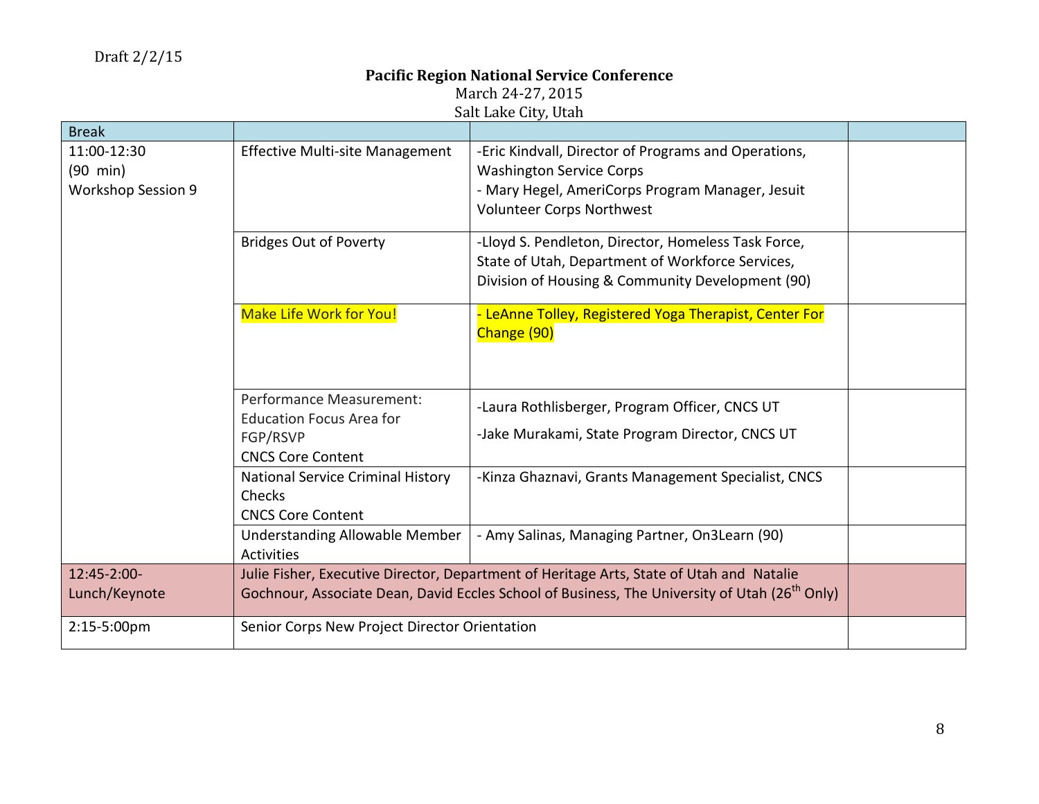Draft 2/2/15

**Pacific Region National Service Conference**
March 24-27, 2015
Salt Lake City, Utah

| Break | | | |
|---|---|---|---|
| 11:00-12:30<br>(90 min)<br>Workshop Session 9 | Effective Multi-site Management | -Eric Kindvall, Director of Programs and Operations, Washington Service Corps<br>- Mary Hegel, AmeriCorps Program Manager, Jesuit Volunteer Corps Northwest | |
| | Bridges Out of Poverty | -Lloyd S. Pendleton, Director, Homeless Task Force, State of Utah, Department of Workforce Services, Division of Housing & Community Development (90) | |
| | Make Life Work for You! | - LeAnne Tolley, Registered Yoga Therapist, Center For Change (90) | |
| | Performance Measurement: Education Focus Area for FGP/RSVP<br>CNCS Core Content | -Laura Rothlisberger, Program Officer, CNCS UT<br>-Jake Murakami, State Program Director, CNCS UT | |
| | National Service Criminal History Checks<br>CNCS Core Content | -Kinza Ghaznavi, Grants Management Specialist, CNCS | |
| | Understanding Allowable Member Activities | - Amy Salinas, Managing Partner, On3Learn (90) | |
| 12:45-2:00-<br>Lunch/Keynote | Julie Fisher, Executive Director, Department of Heritage Arts, State of Utah and Natalie Gochnour, Associate Dean, David Eccles School of Business, The University of Utah (26th Only) | | |
| 2:15-5:00pm | Senior Corps New Project Director Orientation | | |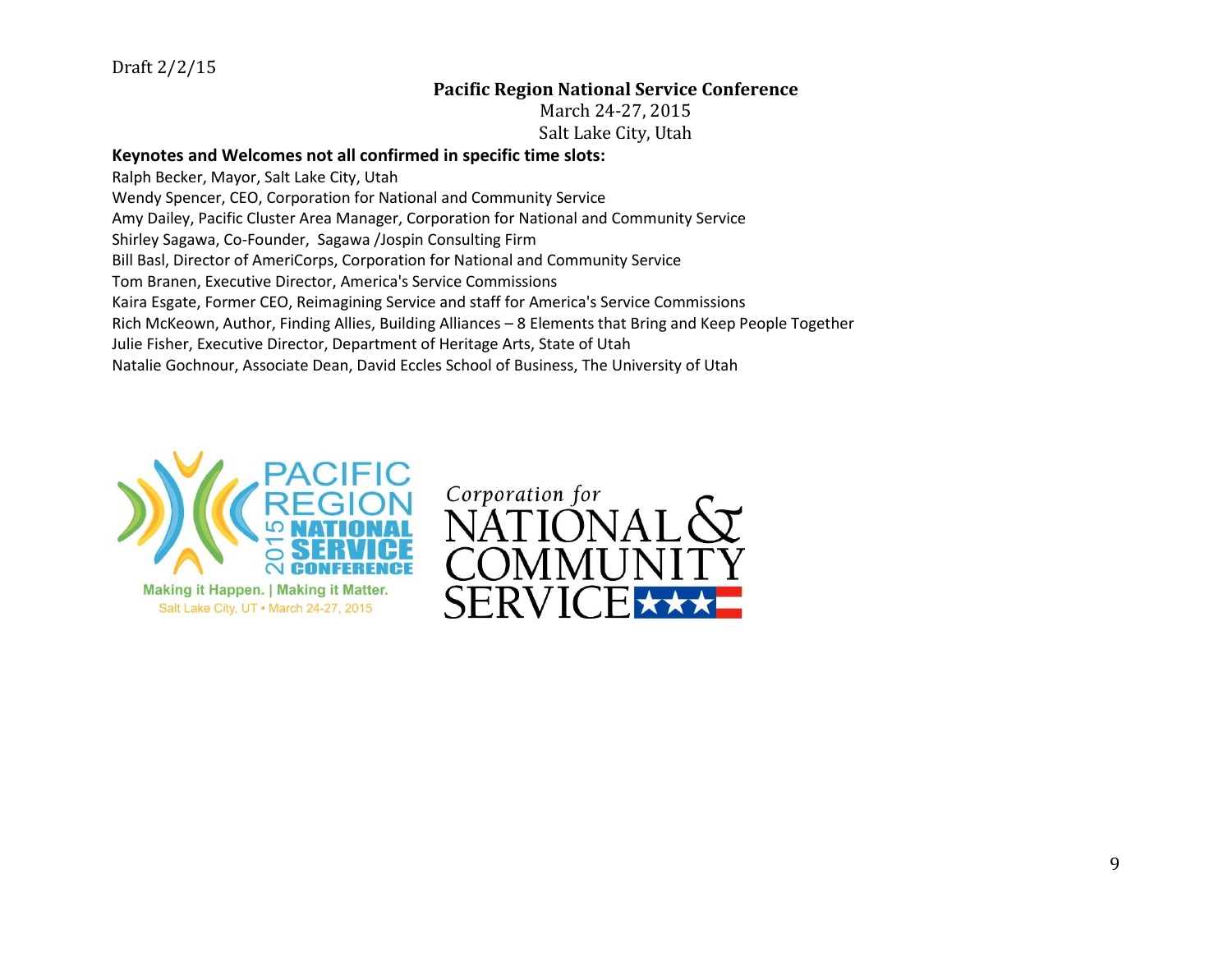Draft 2/2/15

**Pacific Region National Service Conference**
March 24-27, 2015
Salt Lake City, Utah

**Keynotes and Welcomes not all confirmed in specific time slots:**

Ralph Becker, Mayor, Salt Lake City, Utah
Wendy Spencer, CEO, Corporation for National and Community Service
Amy Dailey, Pacific Cluster Area Manager, Corporation for National and Community Service
Shirley Sagawa, Co-Founder, Sagawa /Jospin Consulting Firm
Bill Basl, Director of AmeriCorps, Corporation for National and Community Service
Tom Branen, Executive Director, America's Service Commissions
Kaira Esgate, Former CEO, Reimagining Service and staff for America's Service Commissions
Rich McKeown, Author, Finding Allies, Building Alliances – 8 Elements that Bring and Keep People Together
Julie Fisher, Executive Director, Department of Heritage Arts, State of Utah
Natalie Gochnour, Associate Dean, David Eccles School of Business, The University of Utah

PACIFIC REGION 2015 NATIONAL SERVICE CONFERENCE
Making it Happen. | Making it Matter.
Salt Lake City, UT • March 24-27, 2015

Corporation for NATIONAL & COMMUNITY SERVICE